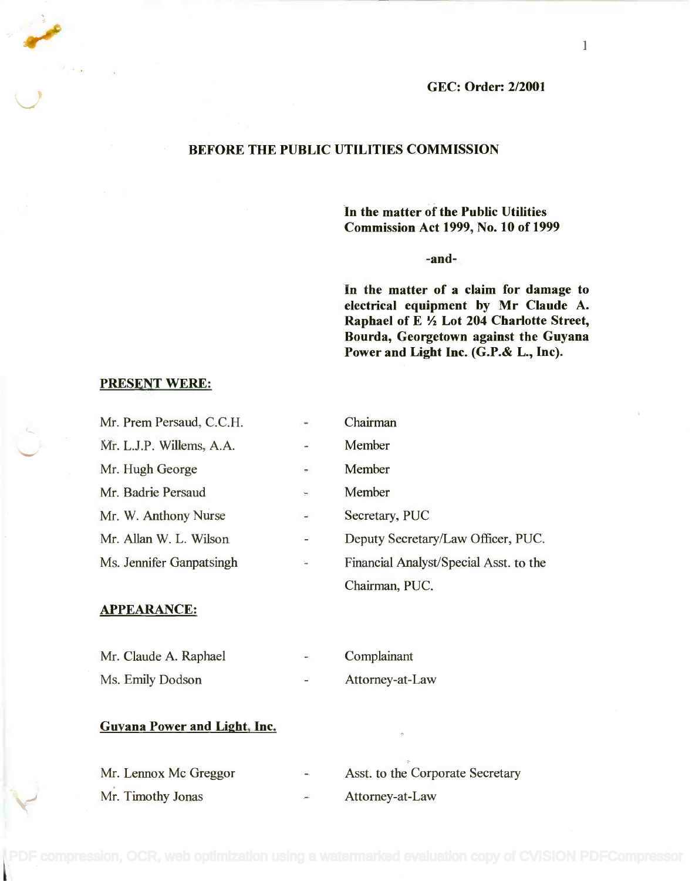**GEC: Order: 2/2001**

## BEFORE THE PUBLIC UTILITIES COMMISSION

**In the matter of the Public Utilities Commission Act 1999, No. 10 of 1999**

**-and-**

**In the matter of a claim for damage to electrical equipment by Mr Claude A. Raphael of E ½ Lot 204 Charlotte Street, Bourda, Georgetown against the Guyana Power and Light Inc. (G.P.& L., Inc).**

**PRESENT WERE:**

| | | |
|---|---|---|
| Mr. Prem Persaud, C.C.H. | - | Chairman |
| Mr. L.J.P. Willems, A.A. | - | Member |
| Mr. Hugh George | - | Member |
| Mr. Badrie Persaud | - | Member |
| Mr. W. Anthony Nurse | - | Secretary, PUC |
| Mr. Allan W. L. Wilson | - | Deputy Secretary/Law Officer, PUC. |
| Ms. Jennifer Ganpatsingh | - | Financial Analyst/Special Asst. to the Chairman, PUC. |

**APPEARANCE:**

| | | |
|---|---|---|
| Mr. Claude A. Raphael | - | Complainant |
| Ms. Emily Dodson | - | Attorney-at-Law |

**Guyana Power and Light, Inc.**

| | | |
|---|---|---|
| Mr. Lennox Mc Greggor | - | Asst. to the Corporate Secretary |
| Mr. Timothy Jonas | - | Attorney-at-Law |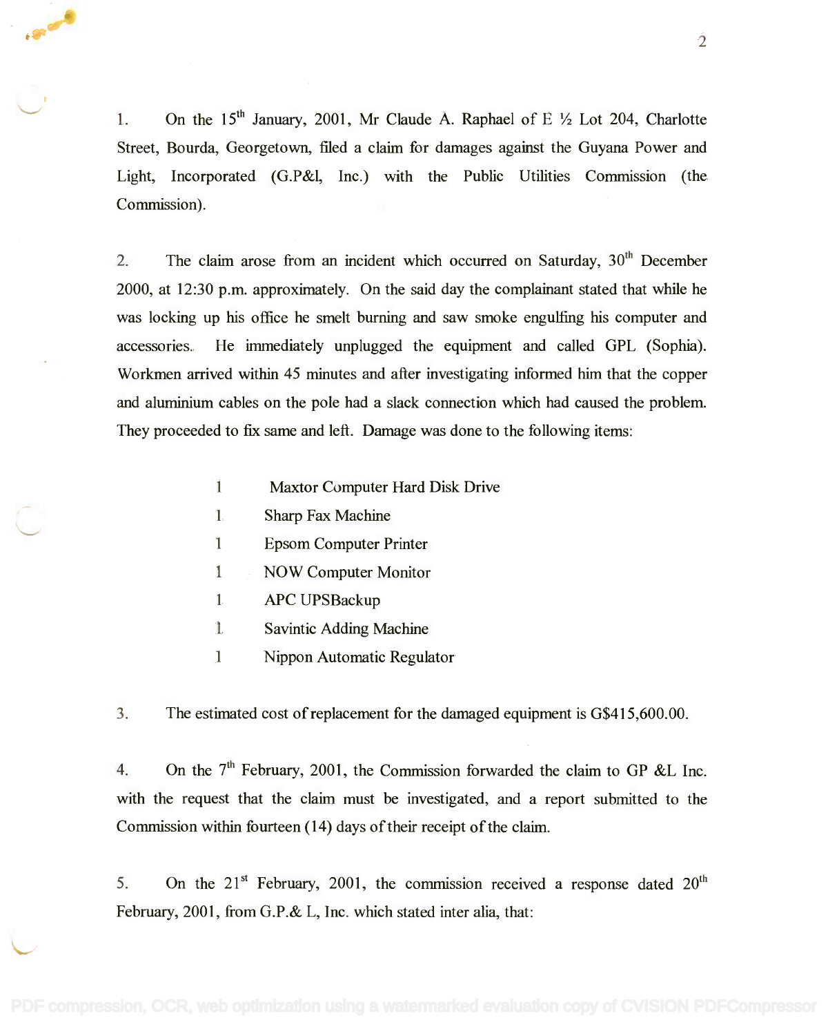1. On the 15th January, 2001, Mr Claude A. Raphael of E ½ Lot 204, Charlotte Street, Bourda, Georgetown, filed a claim for damages against the Guyana Power and Light, Incorporated (G.P&l, Inc.) with the Public Utilities Commission (the Commission).

2. The claim arose from an incident which occurred on Saturday, 30th December 2000, at 12:30 p.m. approximately. On the said day the complainant stated that while he was locking up his office he smelt burning and saw smoke engulfing his computer and accessories. He immediately unplugged the equipment and called GPL (Sophia). Workmen arrived within 45 minutes and after investigating informed him that the copper and aluminium cables on the pole had a slack connection which had caused the problem. They proceeded to fix same and left. Damage was done to the following items:

| | |
|---|---|
| 1 | Maxtor Computer Hard Disk Drive |
| 1 | Sharp Fax Machine |
| 1 | Epsom Computer Printer |
| 1 | NOW Computer Monitor |
| 1 | APC UPSBackup |
| 1 | Savintic Adding Machine |
| 1 | Nippon Automatic Regulator |

3. The estimated cost of replacement for the damaged equipment is G$415,600.00.

4. On the 7th February, 2001, the Commission forwarded the claim to GP &L Inc. with the request that the claim must be investigated, and a report submitted to the Commission within fourteen (14) days of their receipt of the claim.

5. On the 21st February, 2001, the commission received a response dated 20th February, 2001, from G.P.& L, Inc. which stated inter alia, that: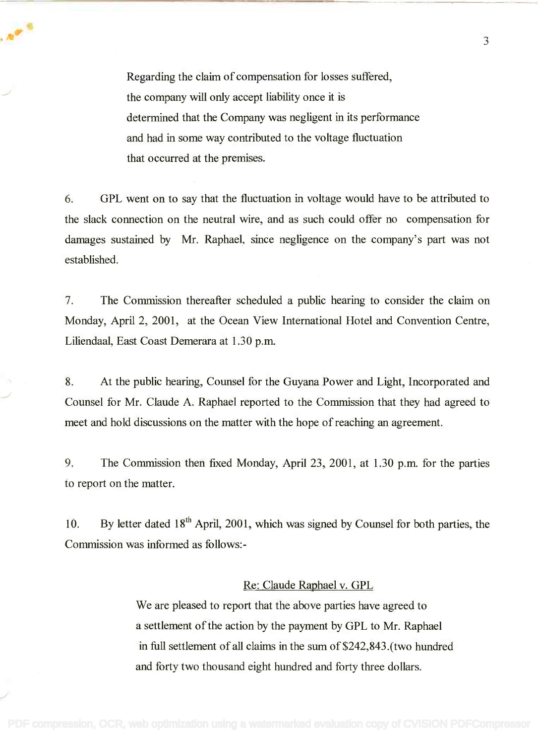> Regarding the claim of compensation for losses suffered, the company will only accept liability once it is determined that the Company was negligent in its performance and had in some way contributed to the voltage fluctuation that occurred at the premises.

6. GPL went on to say that the fluctuation in voltage would have to be attributed to the slack connection on the neutral wire, and as such could offer no compensation for damages sustained by Mr. Raphael, since negligence on the company's part was not established.

7. The Commission thereafter scheduled a public hearing to consider the claim on Monday, April 2, 2001, at the Ocean View International Hotel and Convention Centre, Liliendaal, East Coast Demerara at 1.30 p.m.

8. At the public hearing, Counsel for the Guyana Power and Light, Incorporated and Counsel for Mr. Claude A. Raphael reported to the Commission that they had agreed to meet and hold discussions on the matter with the hope of reaching an agreement.

9. The Commission then fixed Monday, April 23, 2001, at 1.30 p.m. for the parties to report on the matter.

10. By letter dated 18th April, 2001, which was signed by Counsel for both parties, the Commission was informed as follows:-

> <u>Re: Claude Raphael v. GPL</u>
>
> We are pleased to report that the above parties have agreed to a settlement of the action by the payment by GPL to Mr. Raphael in full settlement of all claims in the sum of $242,843.(two hundred and forty two thousand eight hundred and forty three dollars.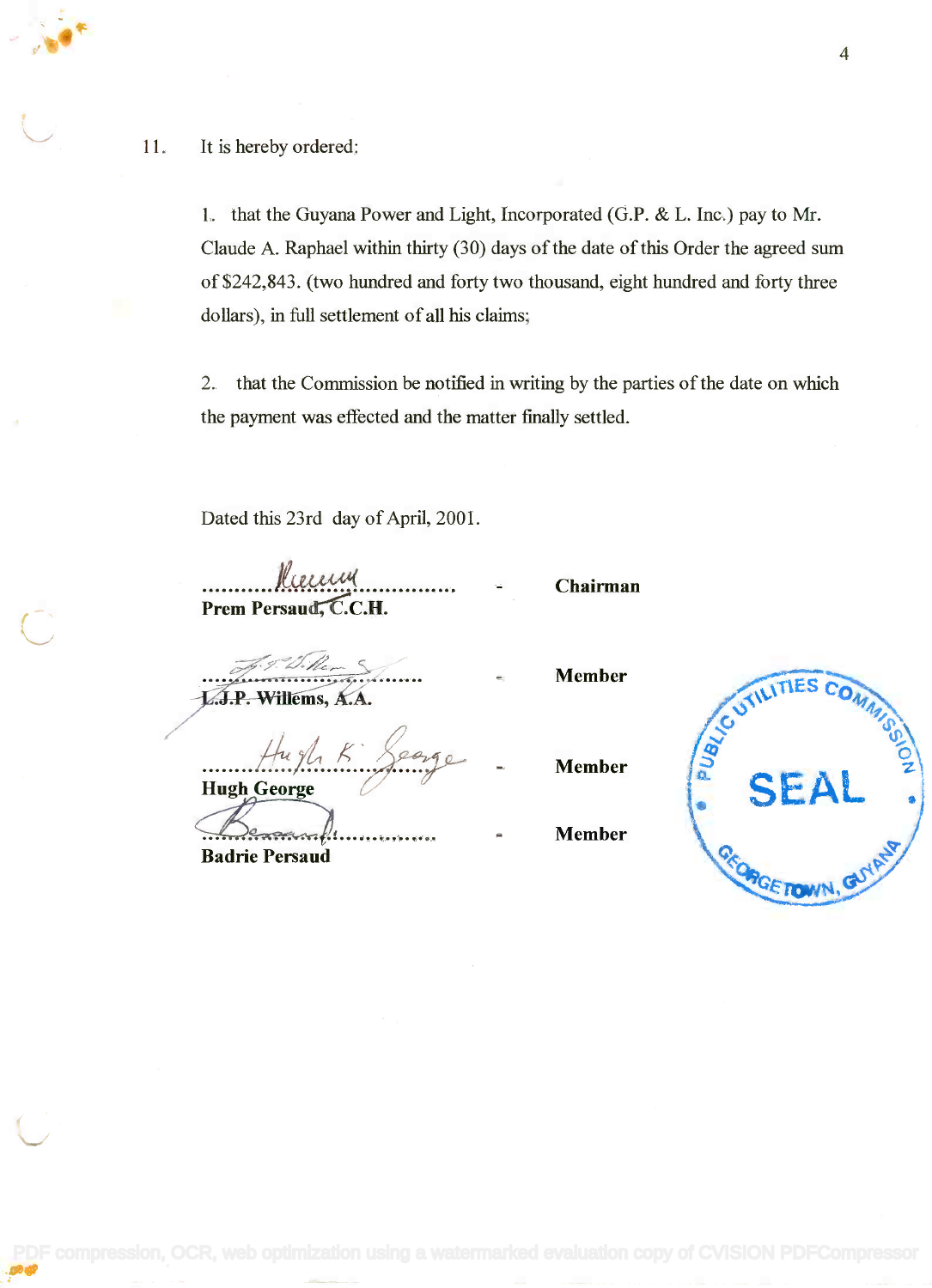11. It is hereby ordered:

1. that the Guyana Power and Light, Incorporated (G.P. & L. Inc.) pay to Mr. Claude A. Raphael within thirty (30) days of the date of this Order the agreed sum of $242,843. (two hundred and forty two thousand, eight hundred and forty three dollars), in full settlement of all his claims;

2. that the Commission be notified in writing by the parties of the date on which the payment was effected and the matter finally settled.

Dated this 23rd day of April, 2001.

| | | |
|---|---|---|
| **Prem Persaud, C.C.H.** | - | **Chairman** |
| **L.J.P. Willems, A.A.** | - | **Member** |
| **Hugh George** | - | **Member** |
| **Badrie Persaud** | - | **Member** |

PUBLIC UTILITIES COMMISSION
SEAL
GEORGETOWN, GUYANA

PDF compression, OCR, web optimization using a watermarked evaluation copy of CVISION PDFCompressor